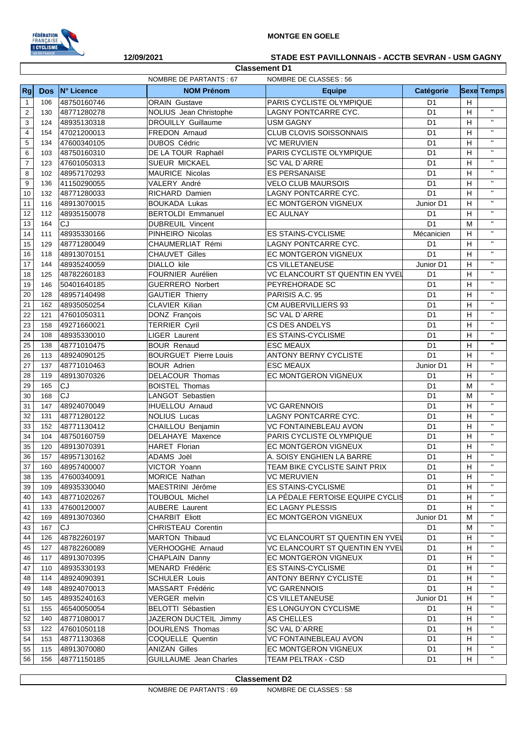**MONTGE EN GOELE**

**12/09/2021** **STADE EST PAVILLONNAIS - ACCTB SEVRAN - USM GAGNY**

## Classement D1

NOMBRE DE PARTANTS : 67 NOMBRE DE CLASSES : 56

| Rg | Dos | N° Licence | NOM Prénom | Equipe | Catégorie | Sexe | Temps |
|---|---|---|---|---|---|---|---|
| 1 | 106 | 48750160746 | ORAIN Gustave | PARIS CYCLISTE OLYMPIQUE | D1 | H | |
| 2 | 130 | 48771280278 | NOLIUS Jean Christophe | LAGNY PONTCARRE CYC. | D1 | H | " |
| 3 | 124 | 48935130318 | DROUILLY Guillaume | USM GAGNY | D1 | H | " |
| 4 | 154 | 47021200013 | FREDON Arnaud | CLUB CLOVIS SOISSONNAIS | D1 | H | " |
| 5 | 134 | 47600340105 | DUBOS Cédric | VC MERUVIEN | D1 | H | " |
| 6 | 103 | 48750160310 | DE LA TOUR Raphaël | PARIS CYCLISTE OLYMPIQUE | D1 | H | " |
| 7 | 123 | 47601050313 | SUEUR MICKAEL | SC VAL D`ARRE | D1 | H | " |
| 8 | 102 | 48957170293 | MAURICE Nicolas | ES PERSANAISE | D1 | H | " |
| 9 | 136 | 41150290055 | VALERY André | VELO CLUB MAURSOIS | D1 | H | " |
| 10 | 132 | 48771280033 | RICHARD Damien | LAGNY PONTCARRE CYC. | D1 | H | " |
| 11 | 116 | 48913070015 | BOUKADA Lukas | EC MONTGERON VIGNEUX | Junior D1 | H | " |
| 12 | 112 | 48935150078 | BERTOLDI Emmanuel | EC AULNAY | D1 | H | " |
| 13 | 164 | CJ | DUBREUIL Vincent | | D1 | M | " |
| 14 | 111 | 48935330166 | PINHEIRO Nicolas | ES STAINS-CYCLISME | Mécanicien | H | " |
| 15 | 129 | 48771280049 | CHAUMERLIAT Rémi | LAGNY PONTCARRE CYC. | D1 | H | " |
| 16 | 118 | 48913070151 | CHAUVET Gilles | EC MONTGERON VIGNEUX | D1 | H | " |
| 17 | 144 | 48935240059 | DIALLO kile | CS VILLETANEUSE | Junior D1 | H | " |
| 18 | 125 | 48782260183 | FOURNIER Aurélien | VC ELANCOURT ST QUENTIN EN YVEL | D1 | H | " |
| 19 | 146 | 50401640185 | GUERRERO Norbert | PEYREHORADE SC | D1 | H | " |
| 20 | 128 | 48957140498 | GAUTIER Thierry | PARISIS A.C. 95 | D1 | H | " |
| 21 | 162 | 48935050254 | CLAVIER Kilian | CM AUBERVILLIERS 93 | D1 | H | " |
| 22 | 121 | 47601050311 | DONZ François | SC VAL D`ARRE | D1 | H | " |
| 23 | 158 | 49271660021 | TERRIER Cyril | CS DES ANDELYS | D1 | H | " |
| 24 | 108 | 48935330010 | LIGER Laurent | ES STAINS-CYCLISME | D1 | H | " |
| 25 | 138 | 48771010475 | BOUR Renaud | ESC MEAUX | D1 | H | " |
| 26 | 113 | 48924090125 | BOURGUET Pierre Louis | ANTONY BERNY CYCLISTE | D1 | H | " |
| 27 | 137 | 48771010463 | BOUR Adrien | ESC MEAUX | Junior D1 | H | " |
| 28 | 119 | 48913070326 | DELACOUR Thomas | EC MONTGERON VIGNEUX | D1 | H | " |
| 29 | 165 | CJ | BOISTEL Thomas | | D1 | M | " |
| 30 | 168 | CJ | LANGOT Sebastien | | D1 | M | " |
| 31 | 147 | 48924070049 | IHUELLOU Arnaud | VC GARENNOIS | D1 | H | " |
| 32 | 131 | 48771280122 | NOLIUS Lucas | LAGNY PONTCARRE CYC. | D1 | H | " |
| 33 | 152 | 48771130412 | CHAILLOU Benjamin | VC FONTAINEBLEAU AVON | D1 | H | " |
| 34 | 104 | 48750160759 | DELAHAYE Maxence | PARIS CYCLISTE OLYMPIQUE | D1 | H | " |
| 35 | 120 | 48913070391 | HARET Florian | EC MONTGERON VIGNEUX | D1 | H | " |
| 36 | 157 | 48957130162 | ADAMS Joël | A. SOISY ENGHIEN LA BARRE | D1 | H | " |
| 37 | 160 | 48957400007 | VICTOR Yoann | TEAM BIKE CYCLISTE SAINT PRIX | D1 | H | " |
| 38 | 135 | 47600340091 | MORICE Nathan | VC MERUVIEN | D1 | H | " |
| 39 | 109 | 48935330040 | MAESTRINI Jérôme | ES STAINS-CYCLISME | D1 | H | " |
| 40 | 143 | 48771020267 | TOUBOUL Michel | LA PÉDALE FERTOISE EQUIPE CYCLIS | D1 | H | " |
| 41 | 133 | 47600120007 | AUBERE Laurent | EC LAGNY PLESSIS | D1 | H | " |
| 42 | 169 | 48913070360 | CHARBIT Eliott | EC MONTGERON VIGNEUX | Junior D1 | M | " |
| 43 | 167 | CJ | CHRISTEAU Corentin | | D1 | M | " |
| 44 | 126 | 48782260197 | MARTON Thibaud | VC ELANCOURT ST QUENTIN EN YVEL | D1 | H | " |
| 45 | 127 | 48782260089 | VERHOOGHE Arnaud | VC ELANCOURT ST QUENTIN EN YVEL | D1 | H | " |
| 46 | 117 | 48913070395 | CHAPLAIN Danny | EC MONTGERON VIGNEUX | D1 | H | " |
| 47 | 110 | 48935330193 | MENARD Frédéric | ES STAINS-CYCLISME | D1 | H | " |
| 48 | 114 | 48924090391 | SCHULER Louis | ANTONY BERNY CYCLISTE | D1 | H | " |
| 49 | 148 | 48924070013 | MASSART Frédéric | VC GARENNOIS | D1 | H | " |
| 50 | 145 | 48935240163 | VERGER melvin | CS VILLETANEUSE | Junior D1 | H | " |
| 51 | 155 | 46540050054 | BELOTTI Sébastien | ES LONGUYON CYCLISME | D1 | H | " |
| 52 | 140 | 48771080017 | JAZERON DUCTEIL Jimmy | AS CHELLES | D1 | H | " |
| 53 | 122 | 47601050118 | DOURLENS Thomas | SC VAL D`ARRE | D1 | H | " |
| 54 | 153 | 48771130368 | COQUELLE Quentin | VC FONTAINEBLEAU AVON | D1 | H | " |
| 55 | 115 | 48913070080 | ANIZAN Gilles | EC MONTGERON VIGNEUX | D1 | H | " |
| 56 | 156 | 48771150185 | GUILLAUME Jean Charles | TEAM PELTRAX - CSD | D1 | H | " |

## Classement D2

NOMBRE DE PARTANTS : 69 NOMBRE DE CLASSES : 58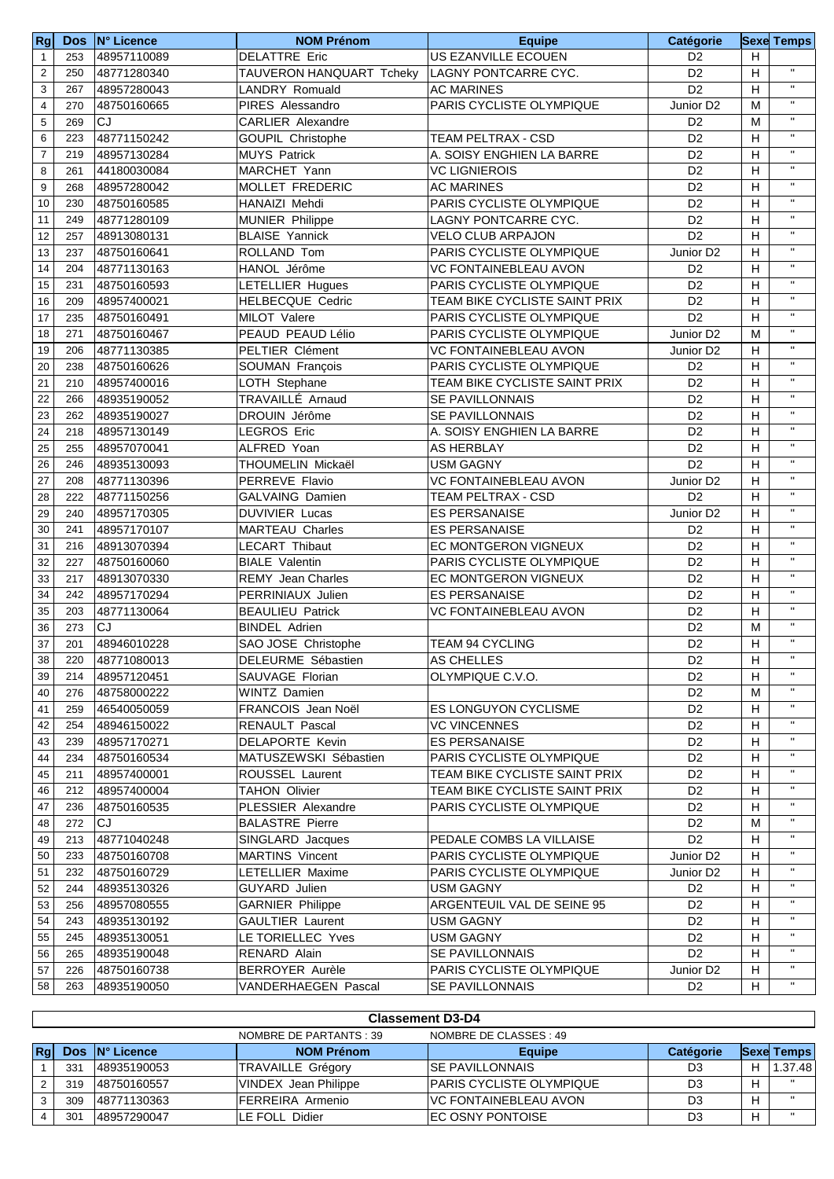| Rg | Dos | N° Licence | NOM Prénom | Equipe | Catégorie | Sexe | Temps |
|---|---|---|---|---|---|---|---|
| 1 | 253 | 48957110089 | DELATTRE Eric | US EZANVILLE ECOUEN | D2 | H | |
| 2 | 250 | 48771280340 | TAUVERON HANQUART Tcheky | LAGNY PONTCARRE CYC. | D2 | H | " |
| 3 | 267 | 48957280043 | LANDRY Romuald | AC MARINES | D2 | H | " |
| 4 | 270 | 48750160665 | PIRES Alessandro | PARIS CYCLISTE OLYMPIQUE | Junior D2 | M | " |
| 5 | 269 | CJ | CARLIER Alexandre | | D2 | M | " |
| 6 | 223 | 48771150242 | GOUPIL Christophe | TEAM PELTRAX - CSD | D2 | H | " |
| 7 | 219 | 48957130284 | MUYS Patrick | A. SOISY ENGHIEN LA BARRE | D2 | H | " |
| 8 | 261 | 44180030084 | MARCHET Yann | VC LIGNIEROIS | D2 | H | " |
| 9 | 268 | 48957280042 | MOLLET FREDERIC | AC MARINES | D2 | H | " |
| 10 | 230 | 48750160585 | HANAIZI Mehdi | PARIS CYCLISTE OLYMPIQUE | D2 | H | " |
| 11 | 249 | 48771280109 | MUNIER Philippe | LAGNY PONTCARRE CYC. | D2 | H | " |
| 12 | 257 | 48913080131 | BLAISE Yannick | VELO CLUB ARPAJON | D2 | H | " |
| 13 | 237 | 48750160641 | ROLLAND Tom | PARIS CYCLISTE OLYMPIQUE | Junior D2 | H | " |
| 14 | 204 | 48771130163 | HANOL Jérôme | VC FONTAINEBLEAU AVON | D2 | H | " |
| 15 | 231 | 48750160593 | LETELLIER Hugues | PARIS CYCLISTE OLYMPIQUE | D2 | H | " |
| 16 | 209 | 48957400021 | HELBECQUE Cedric | TEAM BIKE CYCLISTE SAINT PRIX | D2 | H | " |
| 17 | 235 | 48750160491 | MILOT Valere | PARIS CYCLISTE OLYMPIQUE | D2 | H | " |
| 18 | 271 | 48750160467 | PEAUD PEAUD Lélio | PARIS CYCLISTE OLYMPIQUE | Junior D2 | M | " |
| 19 | 206 | 48771130385 | PELTIER Clément | VC FONTAINEBLEAU AVON | Junior D2 | H | " |
| 20 | 238 | 48750160626 | SOUMAN François | PARIS CYCLISTE OLYMPIQUE | D2 | H | " |
| 21 | 210 | 48957400016 | LOTH Stephane | TEAM BIKE CYCLISTE SAINT PRIX | D2 | H | " |
| 22 | 266 | 48935190052 | TRAVAILLÉ Arnaud | SE PAVILLONNAIS | D2 | H | " |
| 23 | 262 | 48935190027 | DROUIN Jérôme | SE PAVILLONNAIS | D2 | H | " |
| 24 | 218 | 48957130149 | LEGROS Eric | A. SOISY ENGHIEN LA BARRE | D2 | H | " |
| 25 | 255 | 48957070041 | ALFRED Yoan | AS HERBLAY | D2 | H | " |
| 26 | 246 | 48935130093 | THOUMELIN Mickaël | USM GAGNY | D2 | H | " |
| 27 | 208 | 48771130396 | PERREVE Flavio | VC FONTAINEBLEAU AVON | Junior D2 | H | " |
| 28 | 222 | 48771150256 | GALVAING Damien | TEAM PELTRAX - CSD | D2 | H | " |
| 29 | 240 | 48957170305 | DUVIVIER Lucas | ES PERSANAISE | Junior D2 | H | " |
| 30 | 241 | 48957170107 | MARTEAU Charles | ES PERSANAISE | D2 | H | " |
| 31 | 216 | 48913070394 | LECART Thibaut | EC MONTGERON VIGNEUX | D2 | H | " |
| 32 | 227 | 48750160060 | BIALE Valentin | PARIS CYCLISTE OLYMPIQUE | D2 | H | " |
| 33 | 217 | 48913070330 | REMY Jean Charles | EC MONTGERON VIGNEUX | D2 | H | " |
| 34 | 242 | 48957170294 | PERRINIAUX Julien | ES PERSANAISE | D2 | H | " |
| 35 | 203 | 48771130064 | BEAULIEU Patrick | VC FONTAINEBLEAU AVON | D2 | H | " |
| 36 | 273 | CJ | BINDEL Adrien | | D2 | M | " |
| 37 | 201 | 48946010228 | SAO JOSE Christophe | TEAM 94 CYCLING | D2 | H | " |
| 38 | 220 | 48771080013 | DELEURME Sébastien | AS CHELLES | D2 | H | " |
| 39 | 214 | 48957120451 | SAUVAGE Florian | OLYMPIQUE C.V.O. | D2 | H | " |
| 40 | 276 | 48758000222 | WINTZ Damien | | D2 | M | " |
| 41 | 259 | 46540050059 | FRANCOIS Jean Noël | ES LONGUYON CYCLISME | D2 | H | " |
| 42 | 254 | 48946150022 | RENAULT Pascal | VC VINCENNES | D2 | H | " |
| 43 | 239 | 48957170271 | DELAPORTE Kevin | ES PERSANAISE | D2 | H | " |
| 44 | 234 | 48750160534 | MATUSZEWSKI Sébastien | PARIS CYCLISTE OLYMPIQUE | D2 | H | " |
| 45 | 211 | 48957400001 | ROUSSEL Laurent | TEAM BIKE CYCLISTE SAINT PRIX | D2 | H | " |
| 46 | 212 | 48957400004 | TAHON Olivier | TEAM BIKE CYCLISTE SAINT PRIX | D2 | H | " |
| 47 | 236 | 48750160535 | PLESSIER Alexandre | PARIS CYCLISTE OLYMPIQUE | D2 | H | " |
| 48 | 272 | CJ | BALASTRE Pierre | | D2 | M | " |
| 49 | 213 | 48771040248 | SINGLARD Jacques | PEDALE COMBS LA VILLAISE | D2 | H | " |
| 50 | 233 | 48750160708 | MARTINS Vincent | PARIS CYCLISTE OLYMPIQUE | Junior D2 | H | " |
| 51 | 232 | 48750160729 | LETELLIER Maxime | PARIS CYCLISTE OLYMPIQUE | Junior D2 | H | " |
| 52 | 244 | 48935130326 | GUYARD Julien | USM GAGNY | D2 | H | " |
| 53 | 256 | 48957080555 | GARNIER Philippe | ARGENTEUIL VAL DE SEINE 95 | D2 | H | " |
| 54 | 243 | 48935130192 | GAULTIER Laurent | USM GAGNY | D2 | H | " |
| 55 | 245 | 48935130051 | LE TORIELLEC Yves | USM GAGNY | D2 | H | " |
| 56 | 265 | 48935190048 | RENARD Alain | SE PAVILLONNAIS | D2 | H | " |
| 57 | 226 | 48750160738 | BERROYER Aurèle | PARIS CYCLISTE OLYMPIQUE | Junior D2 | H | " |
| 58 | 263 | 48935190050 | VANDERHAEGEN Pascal | SE PAVILLONNAIS | D2 | H | " |

## Classement D3-D4

NOMBRE DE PARTANTS : 39 NOMBRE DE CLASSES : 49

| Rg | Dos | N° Licence | NOM Prénom | Equipe | Catégorie | Sexe | Temps |
|---|---|---|---|---|---|---|---|
| 1 | 331 | 48935190053 | TRAVAILLE Grégory | SE PAVILLONNAIS | D3 | H | 1.37.48 |
| 2 | 319 | 48750160557 | VINDEX Jean Philippe | PARIS CYCLISTE OLYMPIQUE | D3 | H | " |
| 3 | 309 | 48771130363 | FERREIRA Armenio | VC FONTAINEBLEAU AVON | D3 | H | " |
| 4 | 301 | 48957290047 | LE FOLL Didier | EC OSNY PONTOISE | D3 | H | " |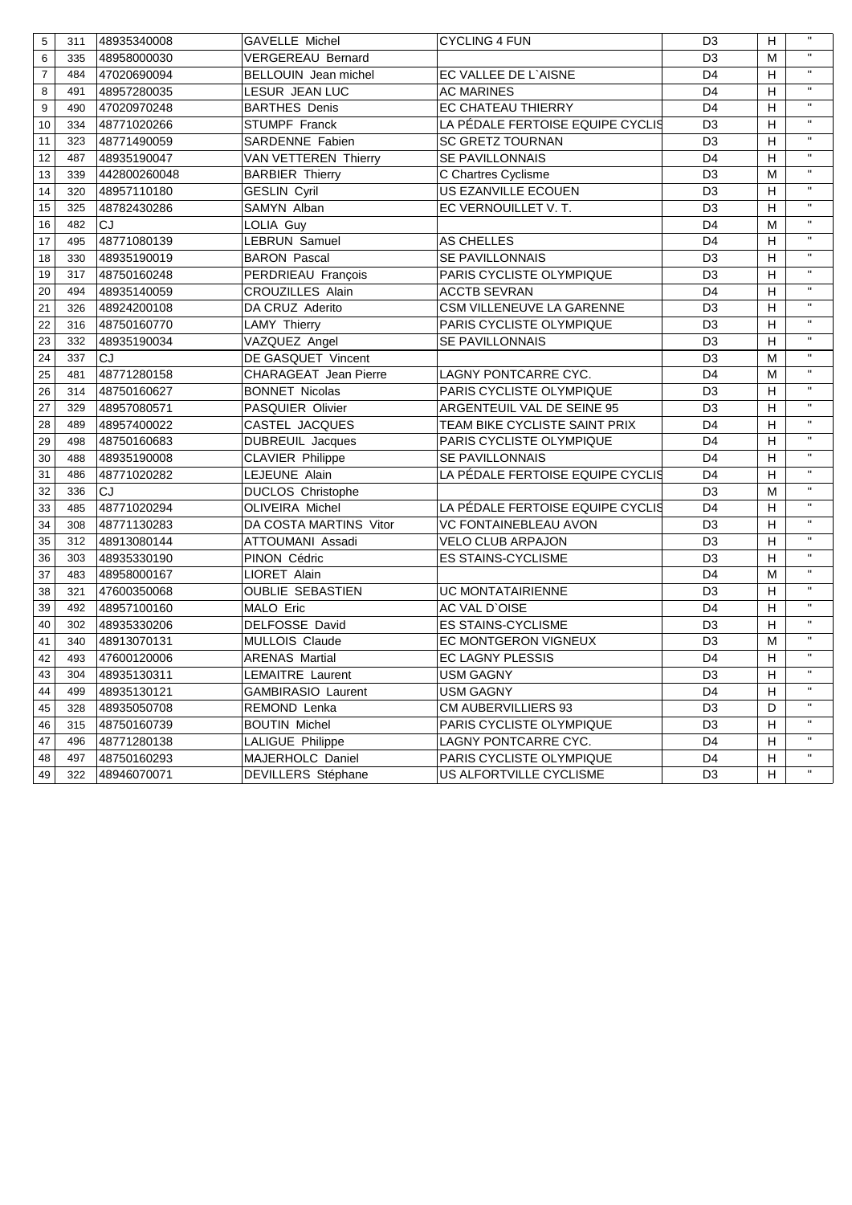| | | | | | | | |
|---|---|---|---|---|---|---|---|
| 5 | 311 | 48935340008 | GAVELLE Michel | CYCLING 4 FUN | D3 | H | " |
| 6 | 335 | 48958000030 | VERGEREAU Bernard | | D3 | M | " |
| 7 | 484 | 47020690094 | BELLOUIN Jean michel | EC VALLEE DE L`AISNE | D4 | H | " |
| 8 | 491 | 48957280035 | LESUR JEAN LUC | AC MARINES | D4 | H | " |
| 9 | 490 | 47020970248 | BARTHES Denis | EC CHATEAU THIERRY | D4 | H | " |
| 10 | 334 | 48771020266 | STUMPF Franck | LA PÉDALE FERTOISE EQUIPE CYCLIS | D3 | H | " |
| 11 | 323 | 48771490059 | SARDENNE Fabien | SC GRETZ TOURNAN | D3 | H | " |
| 12 | 487 | 48935190047 | VAN VETTEREN Thierry | SE PAVILLONNAIS | D4 | H | " |
| 13 | 339 | 442800260048 | BARBIER Thierry | C Chartres Cyclisme | D3 | M | " |
| 14 | 320 | 48957110180 | GESLIN Cyril | US EZANVILLE ECOUEN | D3 | H | " |
| 15 | 325 | 48782430286 | SAMYN Alban | EC VERNOUILLET V. T. | D3 | H | " |
| 16 | 482 | CJ | LOLIA Guy | | D4 | M | " |
| 17 | 495 | 48771080139 | LEBRUN Samuel | AS CHELLES | D4 | H | " |
| 18 | 330 | 48935190019 | BARON Pascal | SE PAVILLONNAIS | D3 | H | " |
| 19 | 317 | 48750160248 | PERDRIEAU François | PARIS CYCLISTE OLYMPIQUE | D3 | H | " |
| 20 | 494 | 48935140059 | CROUZILLES Alain | ACCTB SEVRAN | D4 | H | " |
| 21 | 326 | 48924200108 | DA CRUZ Aderito | CSM VILLENEUVE LA GARENNE | D3 | H | " |
| 22 | 316 | 48750160770 | LAMY Thierry | PARIS CYCLISTE OLYMPIQUE | D3 | H | " |
| 23 | 332 | 48935190034 | VAZQUEZ Angel | SE PAVILLONNAIS | D3 | H | " |
| 24 | 337 | CJ | DE GASQUET Vincent | | D3 | M | " |
| 25 | 481 | 48771280158 | CHARAGEAT Jean Pierre | LAGNY PONTCARRE CYC. | D4 | M | " |
| 26 | 314 | 48750160627 | BONNET Nicolas | PARIS CYCLISTE OLYMPIQUE | D3 | H | " |
| 27 | 329 | 48957080571 | PASQUIER Olivier | ARGENTEUIL VAL DE SEINE 95 | D3 | H | " |
| 28 | 489 | 48957400022 | CASTEL JACQUES | TEAM BIKE CYCLISTE SAINT PRIX | D4 | H | " |
| 29 | 498 | 48750160683 | DUBREUIL Jacques | PARIS CYCLISTE OLYMPIQUE | D4 | H | " |
| 30 | 488 | 48935190008 | CLAVIER Philippe | SE PAVILLONNAIS | D4 | H | " |
| 31 | 486 | 48771020282 | LEJEUNE Alain | LA PÉDALE FERTOISE EQUIPE CYCLIS | D4 | H | " |
| 32 | 336 | CJ | DUCLOS Christophe | | D3 | M | " |
| 33 | 485 | 48771020294 | OLIVEIRA Michel | LA PÉDALE FERTOISE EQUIPE CYCLIS | D4 | H | " |
| 34 | 308 | 48771130283 | DA COSTA MARTINS Vitor | VC FONTAINEBLEAU AVON | D3 | H | " |
| 35 | 312 | 48913080144 | ATTOUMANI Assadi | VELO CLUB ARPAJON | D3 | H | " |
| 36 | 303 | 48935330190 | PINON Cédric | ES STAINS-CYCLISME | D3 | H | " |
| 37 | 483 | 48958000167 | LIORET Alain | | D4 | M | " |
| 38 | 321 | 47600350068 | OUBLIE SEBASTIEN | UC MONTATAIRIENNE | D3 | H | " |
| 39 | 492 | 48957100160 | MALO Eric | AC VAL D`OISE | D4 | H | " |
| 40 | 302 | 48935330206 | DELFOSSE David | ES STAINS-CYCLISME | D3 | H | " |
| 41 | 340 | 48913070131 | MULLOIS Claude | EC MONTGERON VIGNEUX | D3 | M | " |
| 42 | 493 | 47600120006 | ARENAS Martial | EC LAGNY PLESSIS | D4 | H | " |
| 43 | 304 | 48935130311 | LEMAITRE Laurent | USM GAGNY | D3 | H | " |
| 44 | 499 | 48935130121 | GAMBIRASIO Laurent | USM GAGNY | D4 | H | " |
| 45 | 328 | 48935050708 | REMOND Lenka | CM AUBERVILLIERS 93 | D3 | D | " |
| 46 | 315 | 48750160739 | BOUTIN Michel | PARIS CYCLISTE OLYMPIQUE | D3 | H | " |
| 47 | 496 | 48771280138 | LALIGUE Philippe | LAGNY PONTCARRE CYC. | D4 | H | " |
| 48 | 497 | 48750160293 | MAJERHOLC Daniel | PARIS CYCLISTE OLYMPIQUE | D4 | H | " |
| 49 | 322 | 48946070071 | DEVILLERS Stéphane | US ALFORTVILLE CYCLISME | D3 | H | " |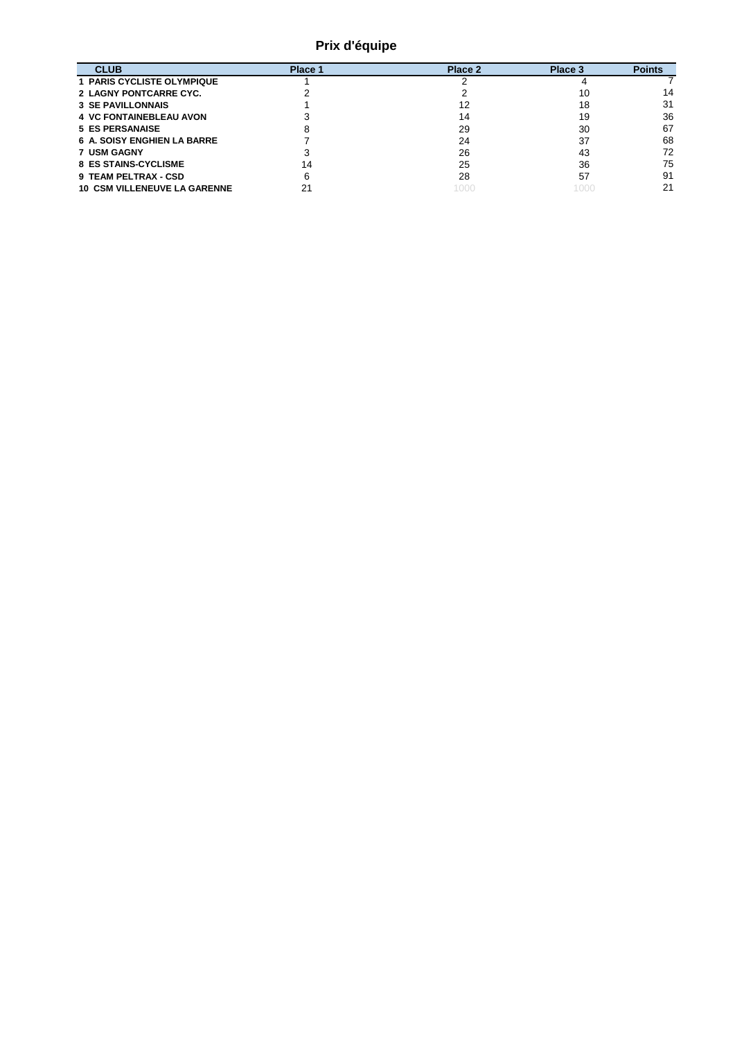# Prix d'équipe

| CLUB | Place 1 | Place 2 | Place 3 | Points |
|---|---|---|---|---|
| 1 PARIS CYCLISTE OLYMPIQUE | 1 | 2 | 4 | 7 |
| 2 LAGNY PONTCARRE CYC. | 2 | 2 | 10 | 14 |
| 3 SE PAVILLONNAIS | 1 | 12 | 18 | 31 |
| 4 VC FONTAINEBLEAU AVON | 3 | 14 | 19 | 36 |
| 5 ES PERSANAISE | 8 | 29 | 30 | 67 |
| 6 A. SOISY ENGHIEN LA BARRE | 7 | 24 | 37 | 68 |
| 7 USM GAGNY | 3 | 26 | 43 | 72 |
| 8 ES STAINS-CYCLISME | 14 | 25 | 36 | 75 |
| 9 TEAM PELTRAX - CSD | 6 | 28 | 57 | 91 |
| 10 CSM VILLENEUVE LA GARENNE | 21 | 1000 | 1000 | 21 |